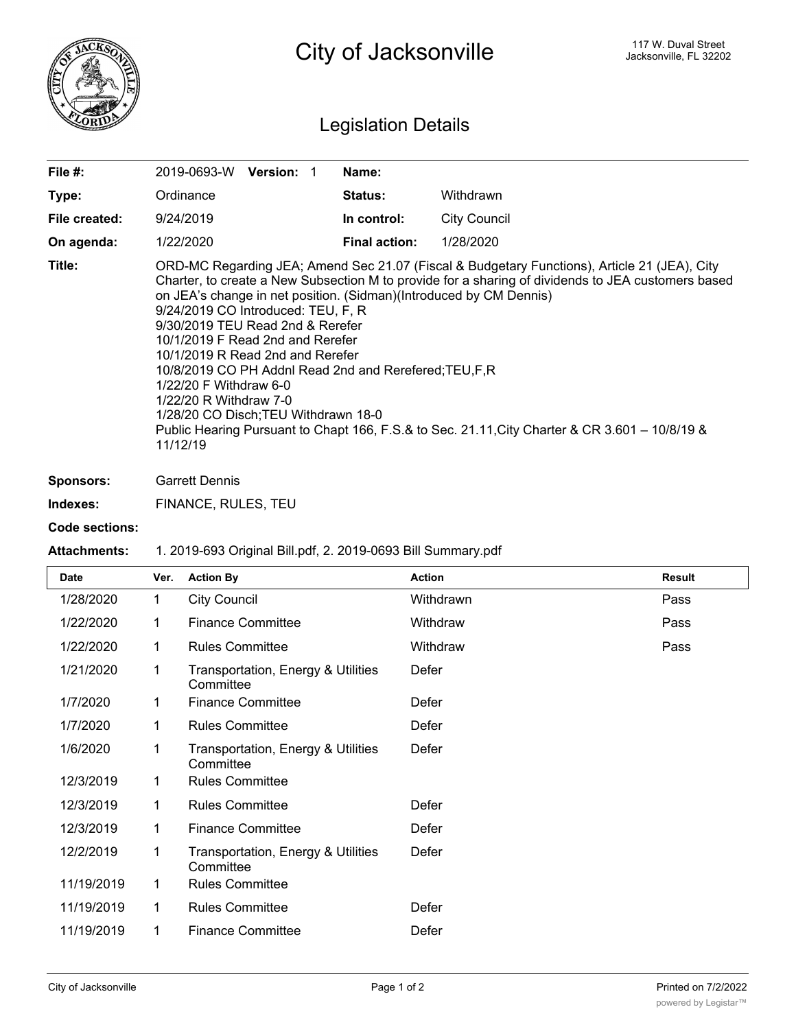# City of Jacksonville

117 W. Duval Street
Jacksonville, FL 32202

## Legislation Details

| | | | |
|---|---|---|---|
| **File #:** | 2019-0693-W **Version:** 1 | **Name:** | |
| **Type:** | Ordinance | **Status:** | Withdrawn |
| **File created:** | 9/24/2019 | **In control:** | City Council |
| **On agenda:** | 1/22/2020 | **Final action:** | 1/28/2020 |

**Title:** ORD-MC Regarding JEA; Amend Sec 21.07 (Fiscal & Budgetary Functions), Article 21 (JEA), City Charter, to create a New Subsection M to provide for a sharing of dividends to JEA customers based on JEA's change in net position. (Sidman)(Introduced by CM Dennis)
9/24/2019 CO Introduced: TEU, F, R
9/30/2019 TEU Read 2nd & Rerefer
10/1/2019 F Read 2nd and Rerefer
10/1/2019 R Read 2nd and Rerefer
10/8/2019 CO PH Addnl Read 2nd and Rerefered;TEU,F,R
1/22/20 F Withdraw 6-0
1/22/20 R Withdraw 7-0
1/28/20 CO Disch;TEU Withdrawn 18-0
Public Hearing Pursuant to Chapt 166, F.S.& to Sec. 21.11,City Charter & CR 3.601 – 10/8/19 & 11/12/19

**Sponsors:** Garrett Dennis

**Indexes:** FINANCE, RULES, TEU

**Code sections:**

**Attachments:** 1. 2019-693 Original Bill.pdf, 2. 2019-0693 Bill Summary.pdf

| Date | Ver. | Action By | Action | Result |
|---|---|---|---|---|
| 1/28/2020 | 1 | City Council | Withdrawn | Pass |
| 1/22/2020 | 1 | Finance Committee | Withdraw | Pass |
| 1/22/2020 | 1 | Rules Committee | Withdraw | Pass |
| 1/21/2020 | 1 | Transportation, Energy & Utilities Committee | Defer | |
| 1/7/2020 | 1 | Finance Committee | Defer | |
| 1/7/2020 | 1 | Rules Committee | Defer | |
| 1/6/2020 | 1 | Transportation, Energy & Utilities Committee | Defer | |
| 12/3/2019 | 1 | Rules Committee | | |
| 12/3/2019 | 1 | Rules Committee | Defer | |
| 12/3/2019 | 1 | Finance Committee | Defer | |
| 12/2/2019 | 1 | Transportation, Energy & Utilities Committee | Defer | |
| 11/19/2019 | 1 | Rules Committee | | |
| 11/19/2019 | 1 | Rules Committee | Defer | |
| 11/19/2019 | 1 | Finance Committee | Defer | |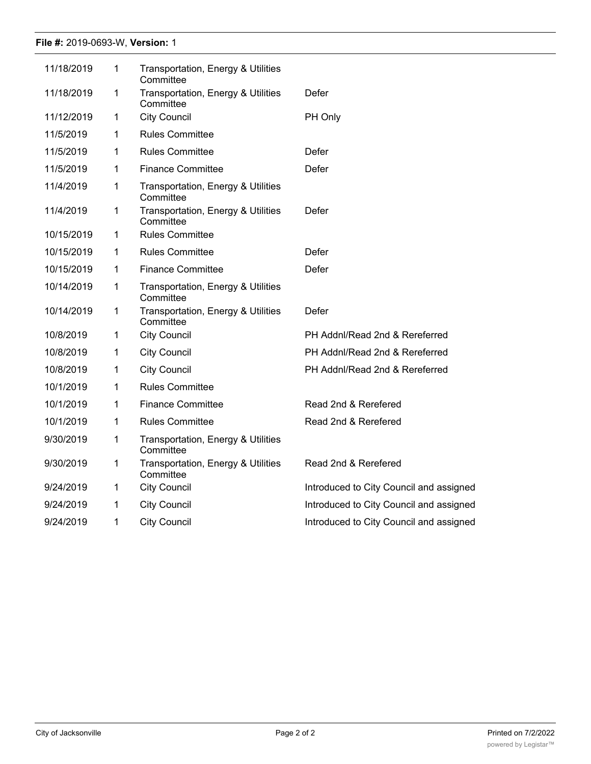| | | | |
|---|---|---|---|
| 11/18/2019 | 1 | Transportation, Energy & Utilities Committee | |
| 11/18/2019 | 1 | Transportation, Energy & Utilities Committee | Defer |
| 11/12/2019 | 1 | City Council | PH Only |
| 11/5/2019 | 1 | Rules Committee | |
| 11/5/2019 | 1 | Rules Committee | Defer |
| 11/5/2019 | 1 | Finance Committee | Defer |
| 11/4/2019 | 1 | Transportation, Energy & Utilities Committee | |
| 11/4/2019 | 1 | Transportation, Energy & Utilities Committee | Defer |
| 10/15/2019 | 1 | Rules Committee | |
| 10/15/2019 | 1 | Rules Committee | Defer |
| 10/15/2019 | 1 | Finance Committee | Defer |
| 10/14/2019 | 1 | Transportation, Energy & Utilities Committee | |
| 10/14/2019 | 1 | Transportation, Energy & Utilities Committee | Defer |
| 10/8/2019 | 1 | City Council | PH Addnl/Read 2nd & Rereferred |
| 10/8/2019 | 1 | City Council | PH Addnl/Read 2nd & Rereferred |
| 10/8/2019 | 1 | City Council | PH Addnl/Read 2nd & Rereferred |
| 10/1/2019 | 1 | Rules Committee | |
| 10/1/2019 | 1 | Finance Committee | Read 2nd & Rerefered |
| 10/1/2019 | 1 | Rules Committee | Read 2nd & Rerefered |
| 9/30/2019 | 1 | Transportation, Energy & Utilities Committee | |
| 9/30/2019 | 1 | Transportation, Energy & Utilities Committee | Read 2nd & Rerefered |
| 9/24/2019 | 1 | City Council | Introduced to City Council and assigned |
| 9/24/2019 | 1 | City Council | Introduced to City Council and assigned |
| 9/24/2019 | 1 | City Council | Introduced to City Council and assigned |